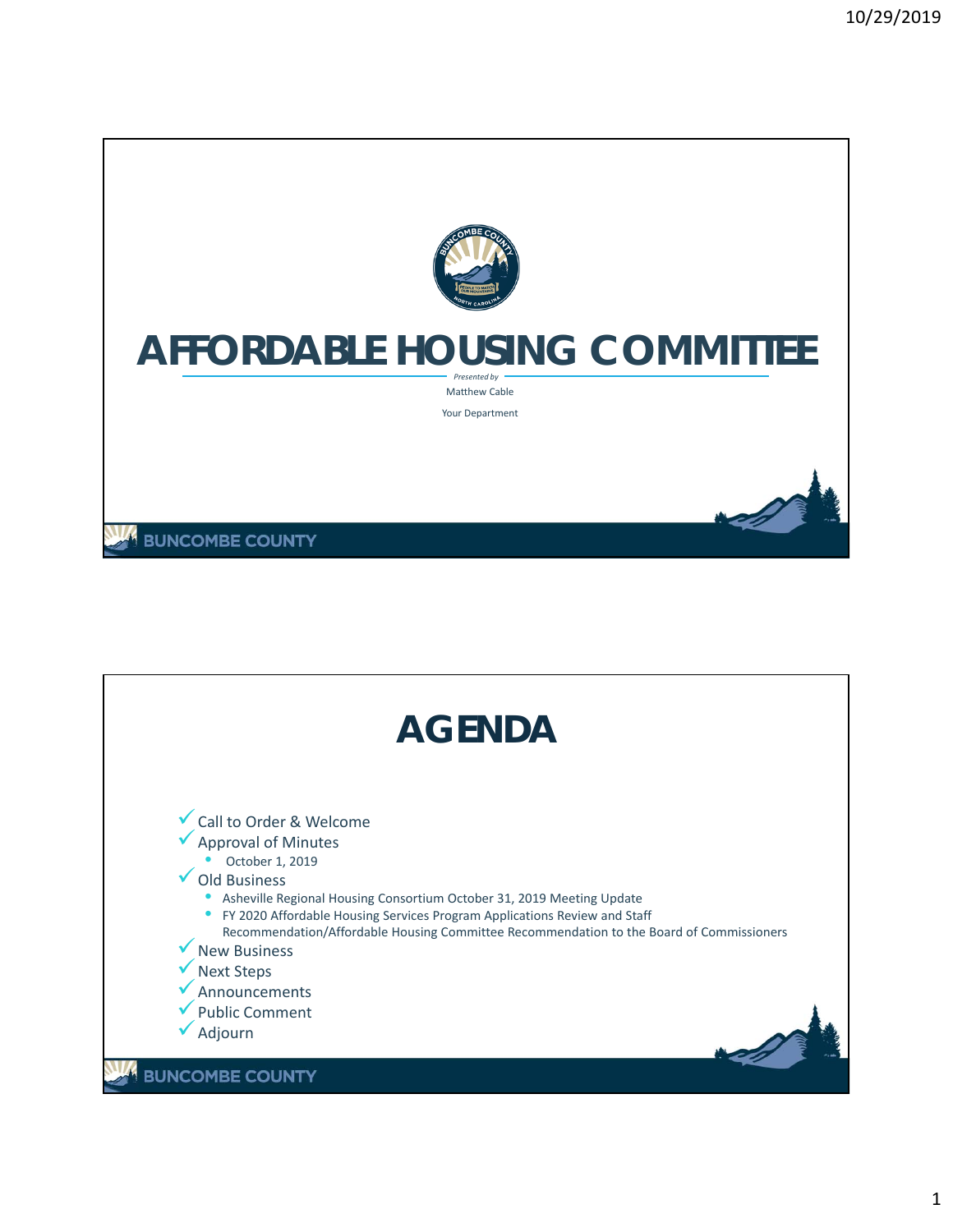# AFFORDABLE HOUSING COMMITTEE

*Presented by*

Matthew Cable

Your Department

BUNCOMBE COUNTY

# AGENDA

- ✓ Call to Order & Welcome
- ✓ Approval of Minutes
  - October 1, 2019
- ✓ Old Business
  - Asheville Regional Housing Consortium October 31, 2019 Meeting Update
  - FY 2020 Affordable Housing Services Program Applications Review and Staff Recommendation/Affordable Housing Committee Recommendation to the Board of Commissioners
- ✓ New Business
- ✓ Next Steps
- ✓ Announcements
- ✓ Public Comment
- ✓ Adjourn

BUNCOMBE COUNTY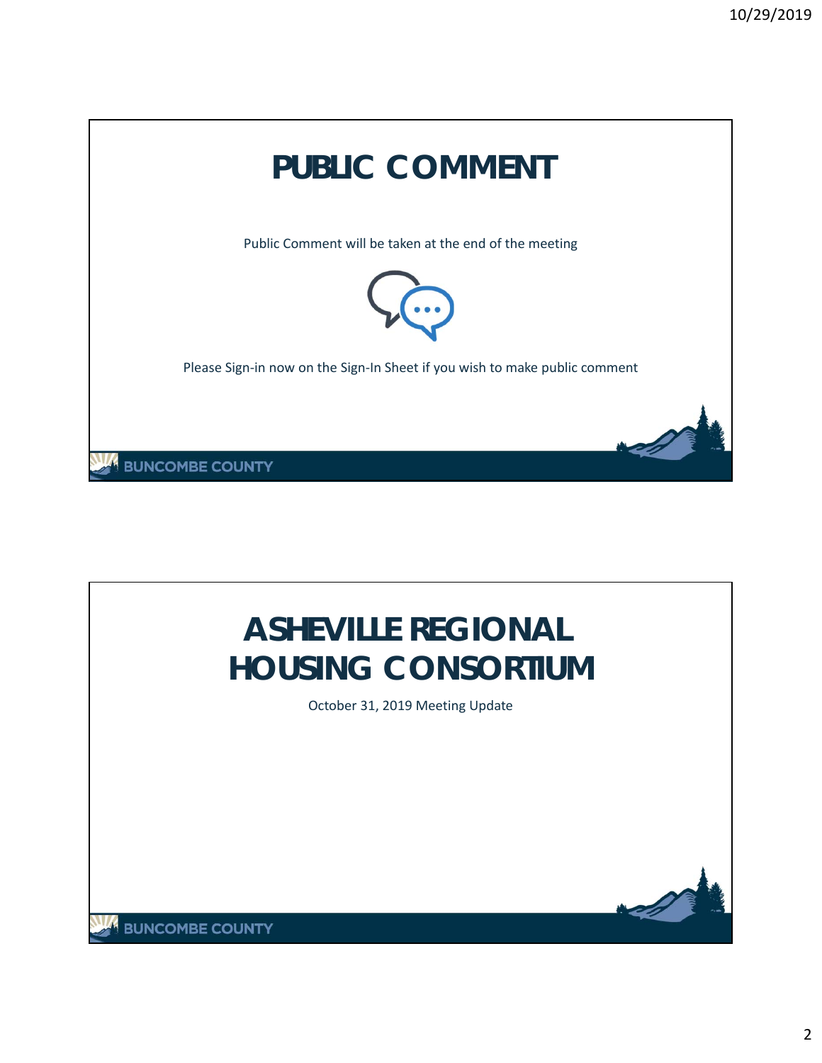# PUBLIC COMMENT

Public Comment will be taken at the end of the meeting

Please Sign-in now on the Sign-In Sheet if you wish to make public comment

BUNCOMBE COUNTY

# ASHEVILLE REGIONAL HOUSING CONSORTIUM

October 31, 2019 Meeting Update

BUNCOMBE COUNTY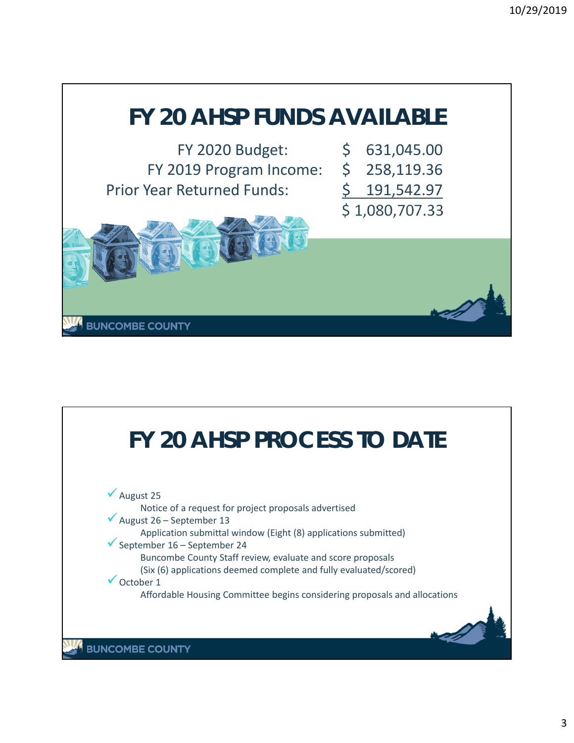# FY 20 AHSP FUNDS AVAILABLE

| | |
|---|---|
| FY 2020 Budget: | $ 631,045.00 |
| FY 2019 Program Income: | $ 258,119.36 |
| Prior Year Returned Funds: | $ 191,542.97 |
| | $ 1,080,707.33 |

BUNCOMBE COUNTY

# FY 20 AHSP PROCESS TO DATE

- ✓ August 25
  - Notice of a request for project proposals advertised
- ✓ August 26 – September 13
  - Application submittal window (Eight (8) applications submitted)
- ✓ September 16 – September 24
  - Buncombe County Staff review, evaluate and score proposals
  - (Six (6) applications deemed complete and fully evaluated/scored)
- ✓ October 1
  - Affordable Housing Committee begins considering proposals and allocations

BUNCOMBE COUNTY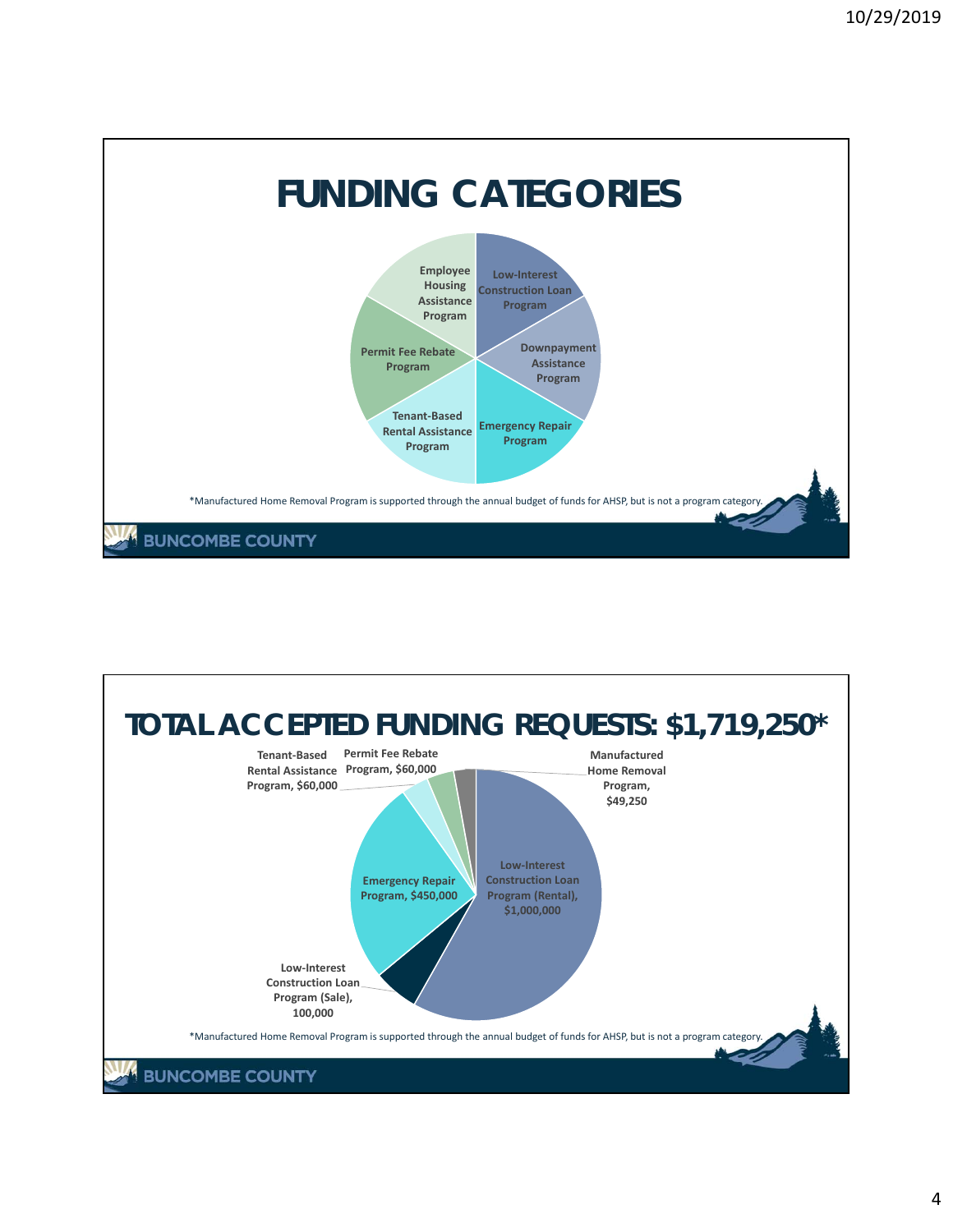# FUNDING CATEGORIES

- Low-Interest Construction Loan Program
- Downpayment Assistance Program
- Emergency Repair Program
- Tenant-Based Rental Assistance Program
- Permit Fee Rebate Program
- Employee Housing Assistance Program

*Manufactured Home Removal Program is supported through the annual budget of funds for AHSP, but is not a program category.

BUNCOMBE COUNTY

# TOTAL ACCEPTED FUNDING REQUESTS: $1,719,250*

- Low-Interest Construction Loan Program (Rental), $1,000,000
- Low-Interest Construction Loan Program (Sale), 100,000
- Emergency Repair Program, $450,000
- Tenant-Based Rental Assistance Program, $60,000
- Permit Fee Rebate Program, $60,000
- Manufactured Home Removal Program, $49,250

*Manufactured Home Removal Program is supported through the annual budget of funds for AHSP, but is not a program category.

BUNCOMBE COUNTY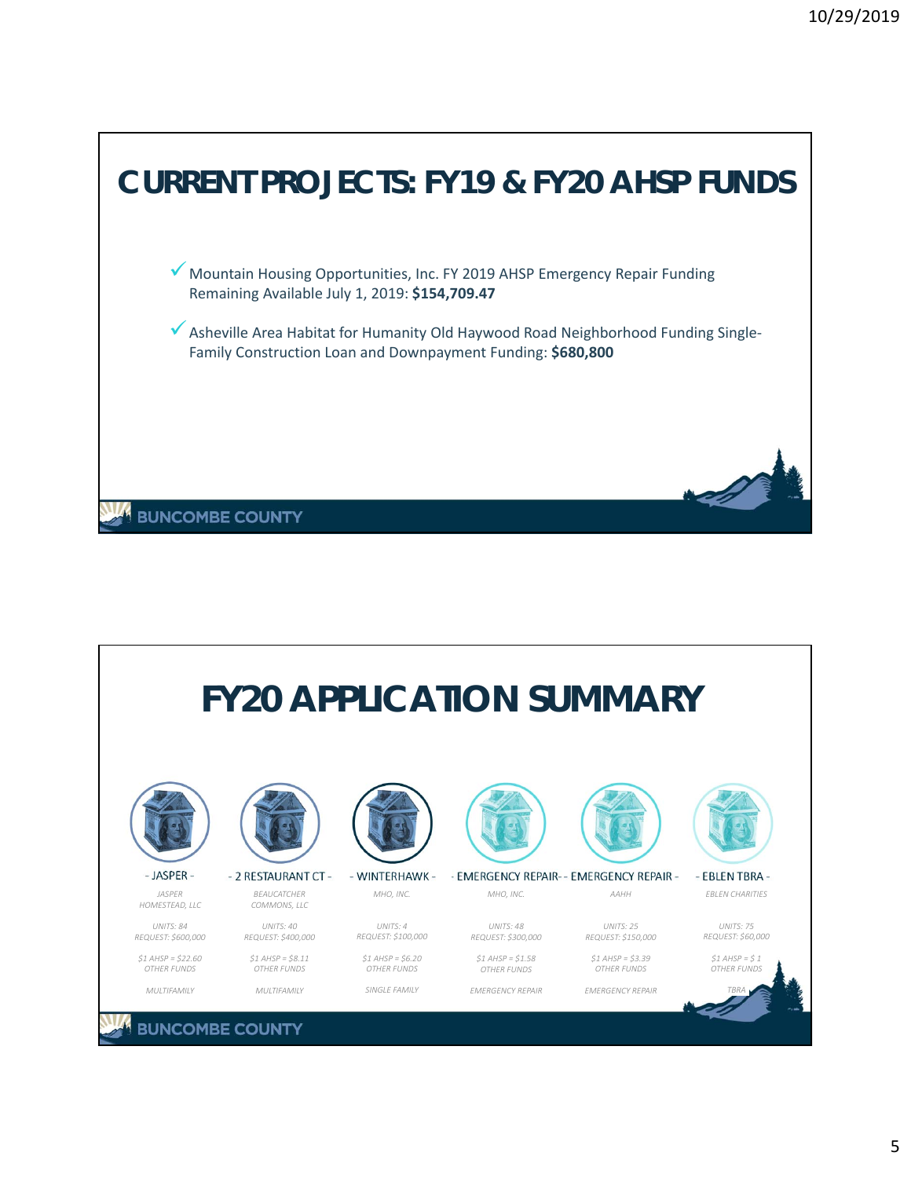# CURRENT PROJECTS: FY19 & FY20 AHSP FUNDS

- ✓ Mountain Housing Opportunities, Inc. FY 2019 AHSP Emergency Repair Funding Remaining Available July 1, 2019: **$154,709.47**
- ✓ Asheville Area Habitat for Humanity Old Haywood Road Neighborhood Funding Single-Family Construction Loan and Downpayment Funding: **$680,800**

BUNCOMBE COUNTY

# FY20 APPLICATION SUMMARY

| - JASPER - | - 2 RESTAURANT CT - | - WINTERHAWK - | - EMERGENCY REPAIR - | - EMERGENCY REPAIR - | - EBLEN TBRA - |
|---|---|---|---|---|---|
| *JASPER HOMESTEAD, LLC* | *BEAUCATCHER COMMONS, LLC* | *MHO, INC.* | *MHO, INC.* | *AAHH* | *EBLEN CHARITIES* |
| *UNITS: 84*<br>*REQUEST: $600,000* | *UNITS: 40*<br>*REQUEST: $400,000* | *UNITS: 4*<br>*REQUEST: $100,000* | *UNITS: 48*<br>*REQUEST: $300,000* | *UNITS: 25*<br>*REQUEST: $150,000* | *UNITS: 75*<br>*REQUEST: $60,000* |
| *$1 AHSP = $22.60 OTHER FUNDS* | *$1 AHSP = $8.11 OTHER FUNDS* | *$1 AHSP = $6.20 OTHER FUNDS* | *$1 AHSP = $1.58 OTHER FUNDS* | *$1 AHSP = $3.39 OTHER FUNDS* | *$1 AHSP = $ 1 OTHER FUNDS* |
| *MULTIFAMILY* | *MULTIFAMILY* | *SINGLE FAMILY* | *EMERGENCY REPAIR* | *EMERGENCY REPAIR* | *TBRA* |

BUNCOMBE COUNTY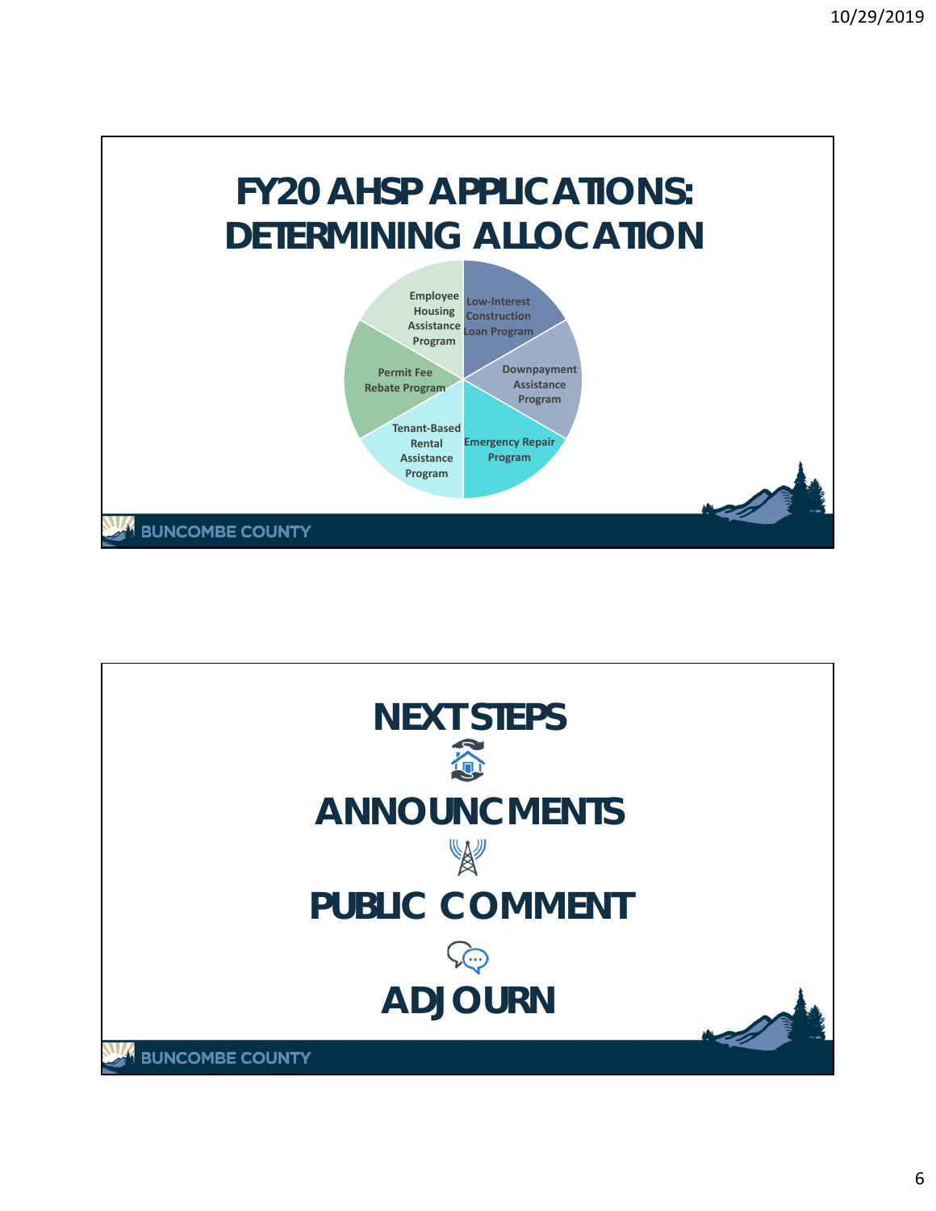# FY20 AHSP APPLICATIONS: DETERMINING ALLOCATION

Low-Interest Construction Loan Program

Downpayment Assistance Program

Emergency Repair Program

Tenant-Based Rental Assistance Program

Permit Fee Rebate Program

Employee Housing Assistance Program

BUNCOMBE COUNTY

# NEXT STEPS

# ANNOUNCMENTS

# PUBLIC COMMENT

# ADJOURN

BUNCOMBE COUNTY